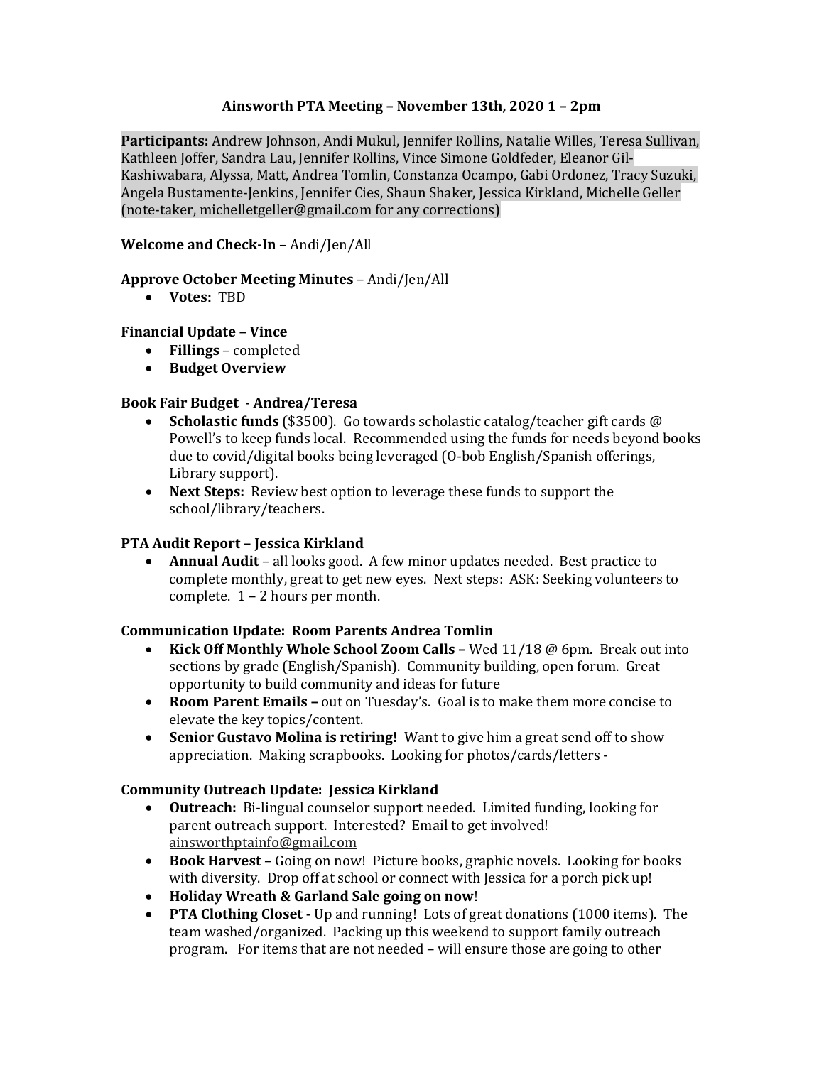# Ainsworth PTA Meeting – November 13th, 2020 1 – 2pm

**Participants:** Andrew Johnson, Andi Mukul, Jennifer Rollins, Natalie Willes, Teresa Sullivan, Kathleen Joffer, Sandra Lau, Jennifer Rollins, Vince Simone Goldfeder, Eleanor Gil-Kashiwabara, Alyssa, Matt, Andrea Tomlin, Constanza Ocampo, Gabi Ordonez, Tracy Suzuki, Angela Bustamente-Jenkins, Jennifer Cies, Shaun Shaker, Jessica Kirkland, Michelle Geller (note-taker, michelletgeller@gmail.com for any corrections)

**Welcome and Check-In** – Andi/Jen/All

**Approve October Meeting Minutes** – Andi/Jen/All

- **Votes:** TBD

**Financial Update – Vince**

- **Fillings** – completed
- **Budget Overview**

**Book Fair Budget - Andrea/Teresa**

- **Scholastic funds** ($3500). Go towards scholastic catalog/teacher gift cards @ Powell's to keep funds local. Recommended using the funds for needs beyond books due to covid/digital books being leveraged (O-bob English/Spanish offerings, Library support).
- **Next Steps:** Review best option to leverage these funds to support the school/library/teachers.

**PTA Audit Report – Jessica Kirkland**

- **Annual Audit** – all looks good. A few minor updates needed. Best practice to complete monthly, great to get new eyes. Next steps: ASK: Seeking volunteers to complete. 1 – 2 hours per month.

**Communication Update: Room Parents Andrea Tomlin**

- **Kick Off Monthly Whole School Zoom Calls –** Wed 11/18 @ 6pm. Break out into sections by grade (English/Spanish). Community building, open forum. Great opportunity to build community and ideas for future
- **Room Parent Emails –** out on Tuesday's. Goal is to make them more concise to elevate the key topics/content.
- **Senior Gustavo Molina is retiring!** Want to give him a great send off to show appreciation. Making scrapbooks. Looking for photos/cards/letters -

**Community Outreach Update: Jessica Kirkland**

- **Outreach:** Bi-lingual counselor support needed. Limited funding, looking for parent outreach support. Interested? Email to get involved! ainsworthptainfo@gmail.com
- **Book Harvest** – Going on now! Picture books, graphic novels. Looking for books with diversity. Drop off at school or connect with Jessica for a porch pick up!
- **Holiday Wreath & Garland Sale going on now**!
- **PTA Clothing Closet -** Up and running! Lots of great donations (1000 items). The team washed/organized. Packing up this weekend to support family outreach program. For items that are not needed – will ensure those are going to other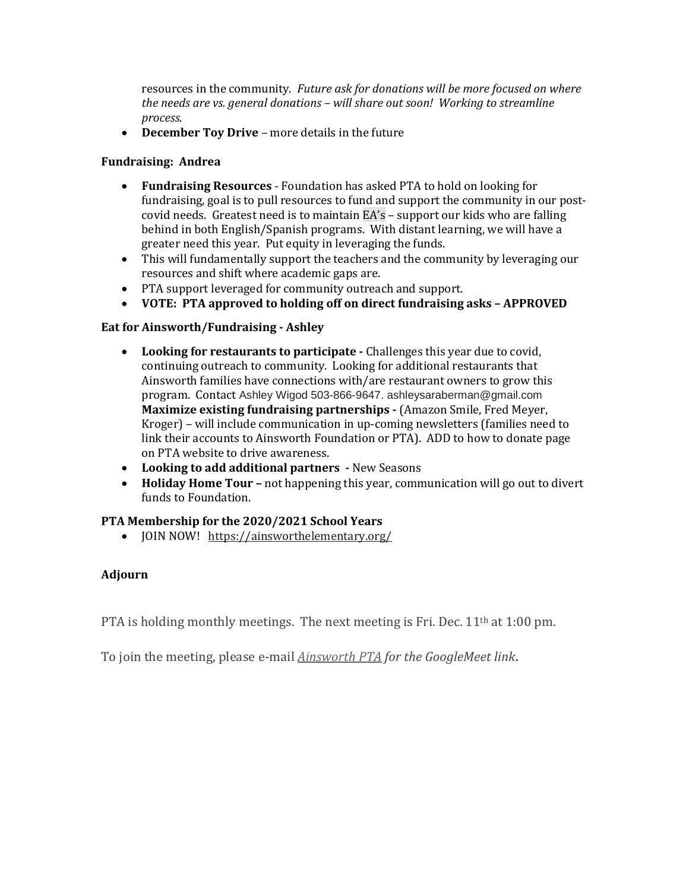resources in the community. *Future ask for donations will be more focused on where the needs are vs. general donations – will share out soon! Working to streamline process.*

- **December Toy Drive** – more details in the future

**Fundraising: Andrea**

- **Fundraising Resources** - Foundation has asked PTA to hold on looking for fundraising, goal is to pull resources to fund and support the community in our post-covid needs. Greatest need is to maintain EA's – support our kids who are falling behind in both English/Spanish programs. With distant learning, we will have a greater need this year. Put equity in leveraging the funds.
- This will fundamentally support the teachers and the community by leveraging our resources and shift where academic gaps are.
- PTA support leveraged for community outreach and support.
- **VOTE: PTA approved to holding off on direct fundraising asks – APPROVED**

**Eat for Ainsworth/Fundraising - Ashley**

- **Looking for restaurants to participate -** Challenges this year due to covid, continuing outreach to community. Looking for additional restaurants that Ainsworth families have connections with/are restaurant owners to grow this program. Contact Ashley Wigod 503-866-9647. ashleysaraberman@gmail.com
  **Maximize existing fundraising partnerships -** (Amazon Smile, Fred Meyer, Kroger) – will include communication in up-coming newsletters (families need to link their accounts to Ainsworth Foundation or PTA). ADD to how to donate page on PTA website to drive awareness.
- **Looking to add additional partners -** New Seasons
- **Holiday Home Tour –** not happening this year, communication will go out to divert funds to Foundation.

**PTA Membership for the 2020/2021 School Years**

- JOIN NOW! https://ainsworthelementary.org/

**Adjourn**

PTA is holding monthly meetings. The next meeting is Fri. Dec. 11th at 1:00 pm.

To join the meeting, please e-mail *Ainsworth PTA for the GoogleMeet link.*